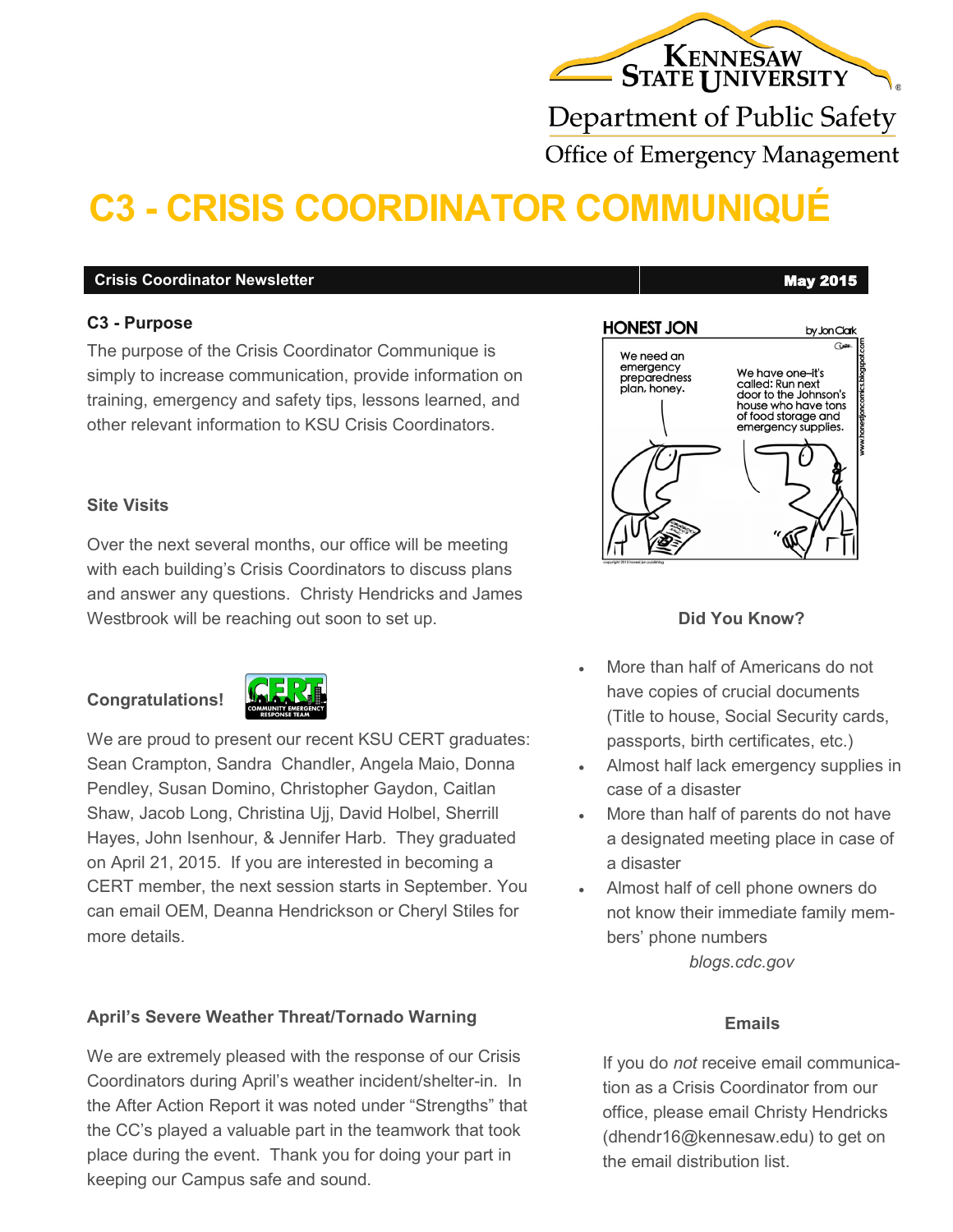Kennesaw State University

Department of Public Safety

Office of Emergency Management

# C3 - CRISIS COORDINATOR COMMUNIQUÉ

**Crisis Coordinator Newsletter** | **May 2015**

### C3 - Purpose

The purpose of the Crisis Coordinator Communique is simply to increase communication, provide information on training, emergency and safety tips, lessons learned, and other relevant information to KSU Crisis Coordinators.

### Site Visits

Over the next several months, our office will be meeting with each building's Crisis Coordinators to discuss plans and answer any questions. Christy Hendricks and James Westbrook will be reaching out soon to set up.

### Congratulations!

We are proud to present our recent KSU CERT graduates: Sean Crampton, Sandra Chandler, Angela Maio, Donna Pendley, Susan Domino, Christopher Gaydon, Caitlan Shaw, Jacob Long, Christina Ujj, David Holbel, Sherrill Hayes, John Isenhour, & Jennifer Harb. They graduated on April 21, 2015. If you are interested in becoming a CERT member, the next session starts in September. You can email OEM, Deanna Hendrickson or Cheryl Stiles for more details.

### April's Severe Weather Threat/Tornado Warning

We are extremely pleased with the response of our Crisis Coordinators during April's weather incident/shelter-in. In the After Action Report it was noted under "Strengths" that the CC's played a valuable part in the teamwork that took place during the event. Thank you for doing your part in keeping our Campus safe and sound.

### Did You Know?

- More than half of Americans do not have copies of crucial documents (Title to house, Social Security cards, passports, birth certificates, etc.)
- Almost half lack emergency supplies in case of a disaster
- More than half of parents do not have a designated meeting place in case of a disaster
- Almost half of cell phone owners do not know their immediate family members' phone numbers

*blogs.cdc.gov*

### Emails

If you do *not* receive email communication as a Crisis Coordinator from our office, please email Christy Hendricks (dhendr16@kennesaw.edu) to get on the email distribution list.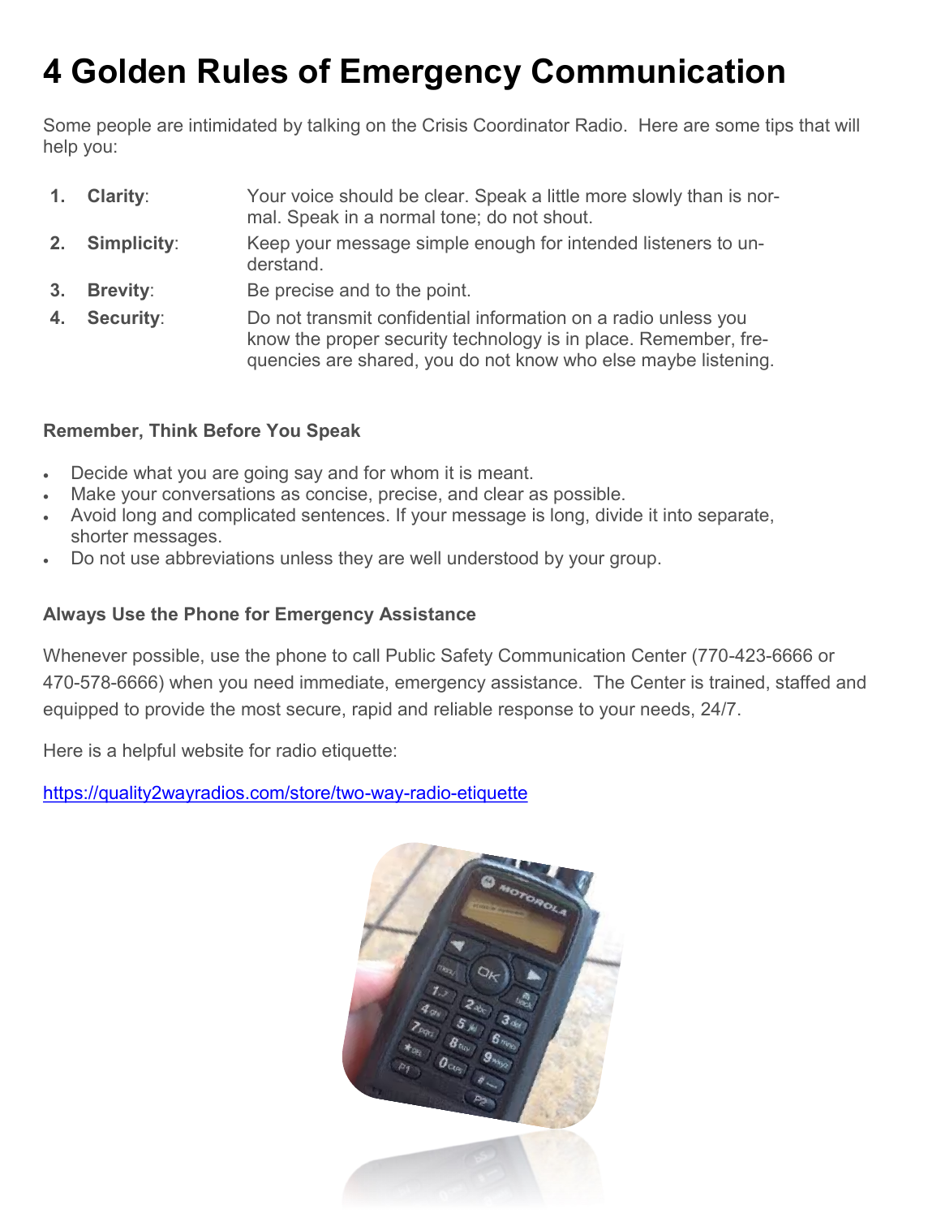# 4 Golden Rules of Emergency Communication

Some people are intimidated by talking on the Crisis Coordinator Radio.  Here are some tips that will help you:

1. **Clarity**: Your voice should be clear. Speak a little more slowly than is normal. Speak in a normal tone; do not shout.
2. **Simplicity**: Keep your message simple enough for intended listeners to understand.
3. **Brevity**: Be precise and to the point.
4. **Security**: Do not transmit confidential information on a radio unless you know the proper security technology is in place. Remember, frequencies are shared, you do not know who else maybe listening.

**Remember, Think Before You Speak**

- Decide what you are going say and for whom it is meant.
- Make your conversations as concise, precise, and clear as possible.
- Avoid long and complicated sentences. If your message is long, divide it into separate, shorter messages.
- Do not use abbreviations unless they are well understood by your group.

**Always Use the Phone for Emergency Assistance**

Whenever possible, use the phone to call Public Safety Communication Center (770-423-6666 or 470-578-6666) when you need immediate, emergency assistance.  The Center is trained, staffed and equipped to provide the most secure, rapid and reliable response to your needs, 24/7.

Here is a helpful website for radio etiquette:

https://quality2wayradios.com/store/two-way-radio-etiquette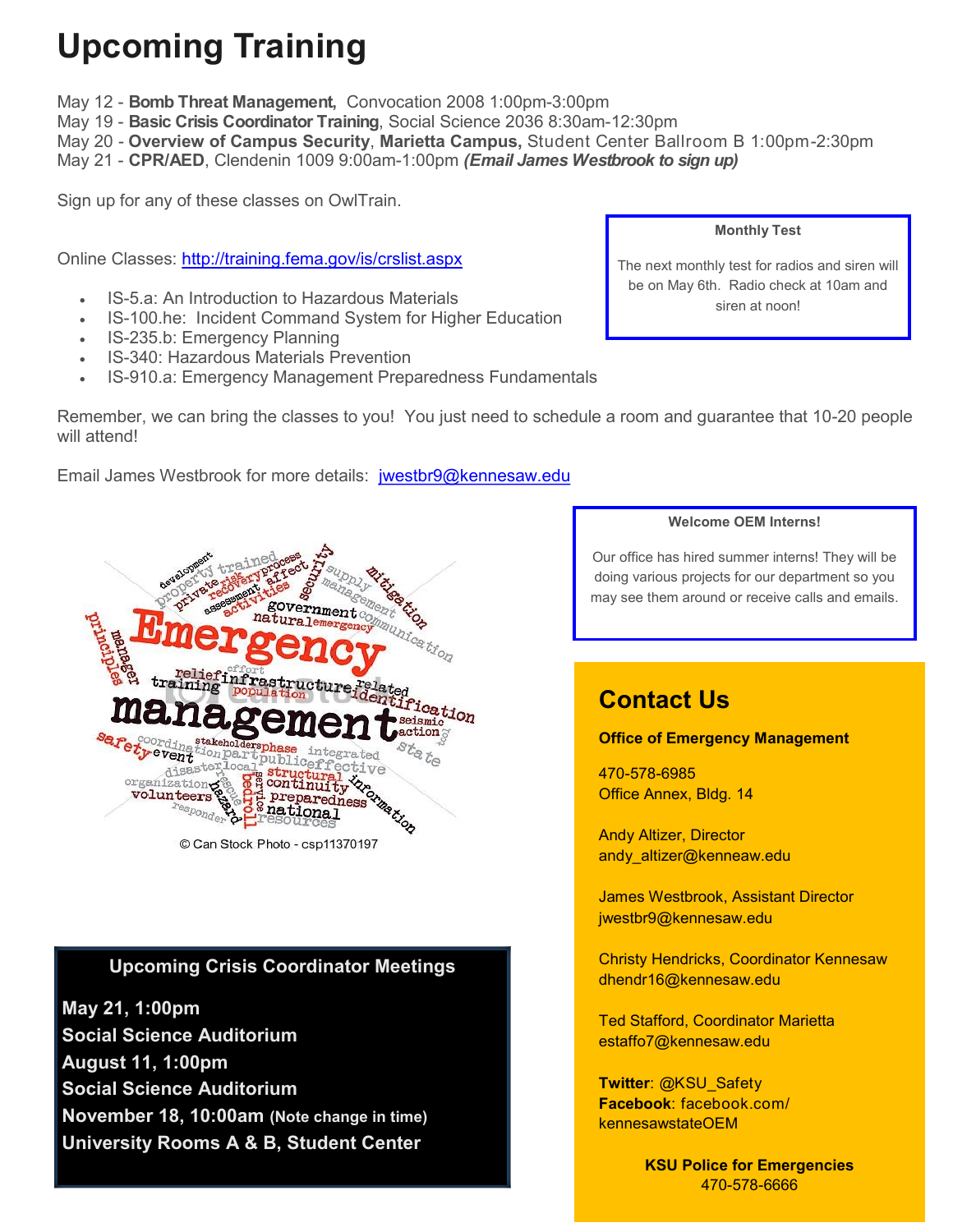# Upcoming Training

May 12 - **Bomb Threat Management,** Convocation 2008 1:00pm-3:00pm
May 19 - **Basic Crisis Coordinator Training**, Social Science 2036 8:30am-12:30pm
May 20 - **Overview of Campus Security**, **Marietta Campus,** Student Center Ballroom B 1:00pm-2:30pm
May 21 - **CPR/AED**, Clendenin 1009 9:00am-1:00pm ***(Email James Westbrook to sign up)***

Sign up for any of these classes on OwlTrain.

Online Classes: http://training.fema.gov/is/crslist.aspx

- IS-5.a: An Introduction to Hazardous Materials
- IS-100.he: Incident Command System for Higher Education
- IS-235.b: Emergency Planning
- IS-340: Hazardous Materials Prevention
- IS-910.a: Emergency Management Preparedness Fundamentals

Remember, we can bring the classes to you! You just need to schedule a room and guarantee that 10-20 people will attend!

Email James Westbrook for more details: jwestbr9@kennesaw.edu

**Monthly Test**

The next monthly test for radios and siren will be on May 6th. Radio check at 10am and siren at noon!

**Welcome OEM Interns!**

Our office has hired summer interns! They will be doing various projects for our department so you may see them around or receive calls and emails.

© Can Stock Photo - csp11370197

**Upcoming Crisis Coordinator Meetings**

**May 21, 1:00pm**
**Social Science Auditorium**
**August 11, 1:00pm**
**Social Science Auditorium**
**November 18, 10:00am** (Note change in time)
**University Rooms A & B, Student Center**

## Contact Us

**Office of Emergency Management**

470-578-6985
Office Annex, Bldg. 14

Andy Altizer, Director
andy_altizer@kenneaw.edu

James Westbrook, Assistant Director
jwestbr9@kennesaw.edu

Christy Hendricks, Coordinator Kennesaw
dhendr16@kennesaw.edu

Ted Stafford, Coordinator Marietta
estaffo7@kennesaw.edu

**Twitter**: @KSU_Safety
**Facebook**: facebook.com/kennesawstateOEM

**KSU Police for Emergencies**
470-578-6666